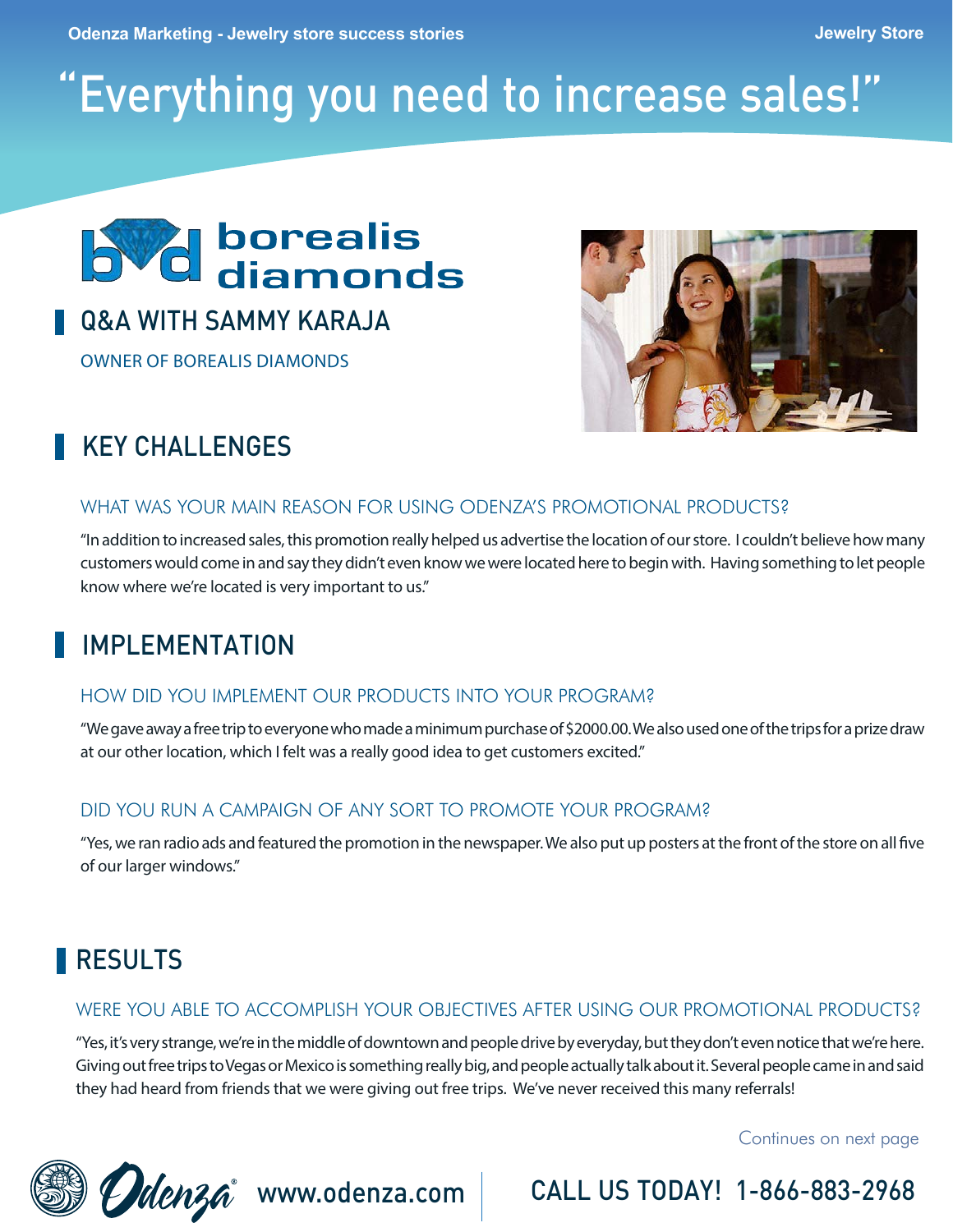# "Everything you need to increase sales!"

borealis diamonds

## Q&A WITH SAMMY KARAJA

OWNER OF BOREALIS DIAMONDS

## KEY CHALLENGES

### WHAT WAS YOUR MAIN REASON FOR USING ODENZA'S PROMOTIONAL PRODUCTS?

"In addition to increased sales, this promotion really helped us advertise the location of our store. I couldn't believe how many customers would come in and say they didn't even know we were located here to begin with. Having something to let people know where we're located is very important to us."

## IMPLEMENTATION

### HOW DID YOU IMPLEMENT OUR PRODUCTS INTO YOUR PROGRAM?

"We gave away a free trip to everyone who made a minimum purchase of $2000.00. We also used one of the trips for a prize draw at our other location, which I felt was a really good idea to get customers excited."

### DID YOU RUN A CAMPAIGN OF ANY SORT TO PROMOTE YOUR PROGRAM?

"Yes, we ran radio ads and featured the promotion in the newspaper. We also put up posters at the front of the store on all five of our larger windows."

## RESULTS

### WERE YOU ABLE TO ACCOMPLISH YOUR OBJECTIVES AFTER USING OUR PROMOTIONAL PRODUCTS?

"Yes, it's very strange, we're in the middle of downtown and people drive by everyday, but they don't even notice that we're here. Giving out free trips to Vegas or Mexico is something really big, and people actually talk about it. Several people came in and said they had heard from friends that we were giving out free trips. We've never received this many referrals!

Continues on next page

Odenza® www.odenza.com | CALL US TODAY! 1-866-883-2968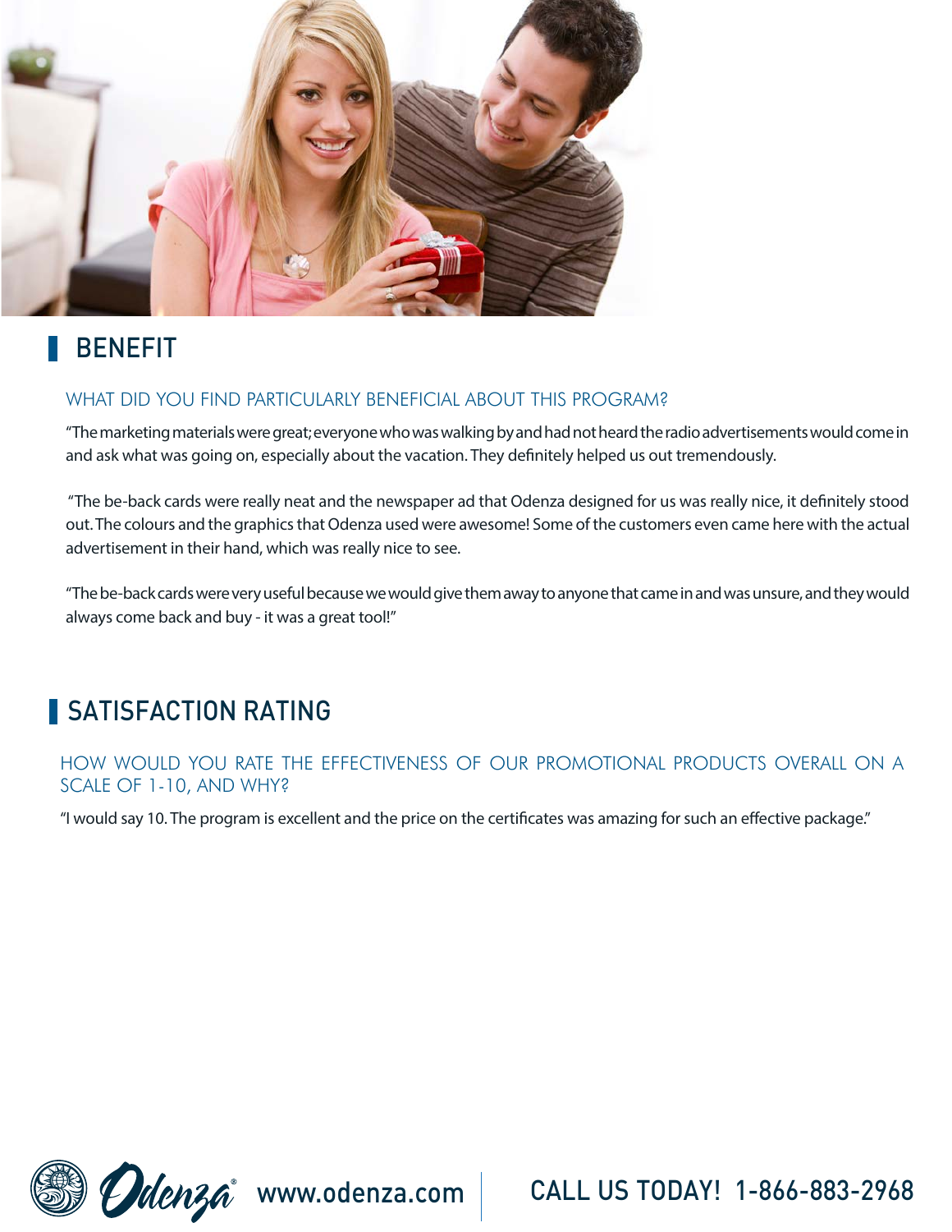## BENEFIT

### WHAT DID YOU FIND PARTICULARLY BENEFICIAL ABOUT THIS PROGRAM?

"The marketing materials were great; everyone who was walking by and had not heard the radio advertisements would come in and ask what was going on, especially about the vacation. They definitely helped us out tremendously.

"The be-back cards were really neat and the newspaper ad that Odenza designed for us was really nice, it definitely stood out. The colours and the graphics that Odenza used were awesome! Some of the customers even came here with the actual advertisement in their hand, which was really nice to see.

"The be-back cards were very useful because we would give them away to anyone that came in and was unsure, and they would always come back and buy - it was a great tool!"

## SATISFACTION RATING

### HOW WOULD YOU RATE THE EFFECTIVENESS OF OUR PROMOTIONAL PRODUCTS OVERALL ON A SCALE OF 1-10, AND WHY?

"I would say 10. The program is excellent and the price on the certificates was amazing for such an effective package."

Odenza® www.odenza.com | CALL US TODAY! 1-866-883-2968